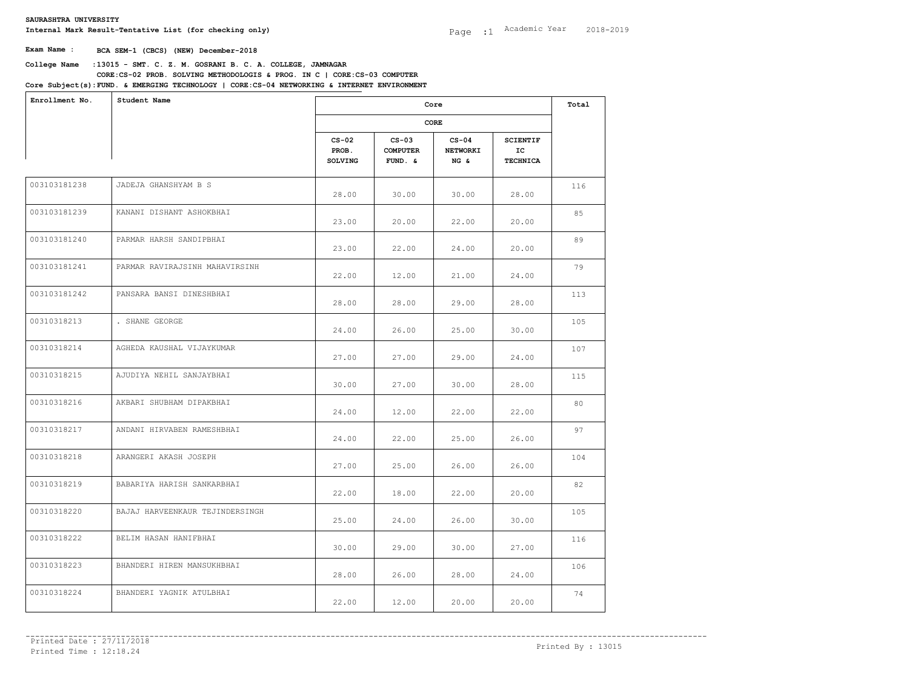**SAURASHTRA UNIVERSITY**

**Internal Mark Result-Tentative List (for checking only)**

Page :1 Academic Year 2018-2019

**Exam Name : BCA SEM-1 (CBCS) (NEW) December-2018**

**College Name :13015 - SMT. C. Z. M. GOSRANI B. C. A. COLLEGE, JAMNAGAR**

**Core Subject(s):CORE:CS-02 PROB. SOLVING METHODOLOGIS & PROG. IN C | CORE:CS-03 COMPUTER FUND. & EMERGING TECHNOLOGY | CORE:CS-04 NETWORKING & INTERNET ENVIRONMENT**

| Enrollment No. | Student Name | Core | | | | Total |
|---|---|---|---|---|---|---|
| | | CORE | | | | |
| | | CS-02 PROB. SOLVING | CS-03 COMPUTER FUND. & | CS-04 NETWORKI NG & | SCIENTIF IC TECHNICA | |
| 003103181238 | JADEJA GHANSHYAM B S | 28.00 | 30.00 | 30.00 | 28.00 | 116 |
| 003103181239 | KANANI DISHANT ASHOKBHAI | 23.00 | 20.00 | 22.00 | 20.00 | 85 |
| 003103181240 | PARMAR HARSH SANDIPBHAI | 23.00 | 22.00 | 24.00 | 20.00 | 89 |
| 003103181241 | PARMAR RAVIRAJSINH MAHAVIRSINH | 22.00 | 12.00 | 21.00 | 24.00 | 79 |
| 003103181242 | PANSARA BANSI DINESHBHAI | 28.00 | 28.00 | 29.00 | 28.00 | 113 |
| 00310318213 | . SHANE GEORGE | 24.00 | 26.00 | 25.00 | 30.00 | 105 |
| 00310318214 | AGHEDA KAUSHAL VIJAYKUMAR | 27.00 | 27.00 | 29.00 | 24.00 | 107 |
| 00310318215 | AJUDIYA NEHIL SANJAYBHAI | 30.00 | 27.00 | 30.00 | 28.00 | 115 |
| 00310318216 | AKBARI SHUBHAM DIPAKBHAI | 24.00 | 12.00 | 22.00 | 22.00 | 80 |
| 00310318217 | ANDANI HIRVABEN RAMESHBHAI | 24.00 | 22.00 | 25.00 | 26.00 | 97 |
| 00310318218 | ARANGERI AKASH JOSEPH | 27.00 | 25.00 | 26.00 | 26.00 | 104 |
| 00310318219 | BABARIYA HARISH SANKARBHAI | 22.00 | 18.00 | 22.00 | 20.00 | 82 |
| 00310318220 | BAJAJ HARVEENKAUR TEJINDERSINGH | 25.00 | 24.00 | 26.00 | 30.00 | 105 |
| 00310318222 | BELIM HASAN HANIFBHAI | 30.00 | 29.00 | 30.00 | 27.00 | 116 |
| 00310318223 | BHANDERI HIREN MANSUKHBHAI | 28.00 | 26.00 | 28.00 | 24.00 | 106 |
| 00310318224 | BHANDERI YAGNIK ATULBHAI | 22.00 | 12.00 | 20.00 | 20.00 | 74 |

Printed Date : 27/11/2018

Printed Time : 12:18.24

Printed By : 13015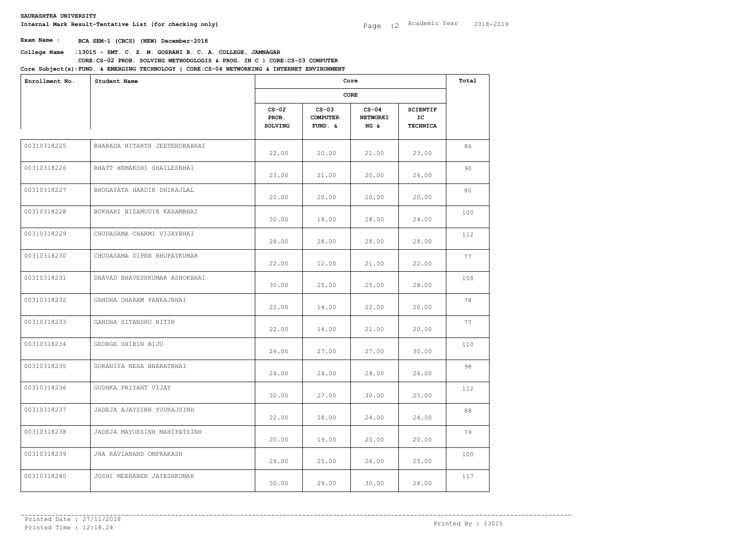**SAURASHTRA UNIVERSITY**

**Internal Mark Result-Tentative List (for checking only)**

Academic Year 2018-2019

**Exam Name : BCA SEM-1 (CBCS) (NEW) December-2018**

**College Name :13015 - SMT. C. Z. M. GOSRANI B. C. A. COLLEGE, JAMNAGAR**

**Core Subject(s): CORE:CS-02 PROB. SOLVING METHODOLOGIS & PROG. IN C | CORE:CS-03 COMPUTER FUND. & EMERGING TECHNOLOGY | CORE:CS-04 NETWORKING & INTERNET ENVIRONMENT**

| Enrollment No. | Student Name | Core | | | | Total |
|---|---|---|---|---|---|---|
| | | CORE | | | | |
| | | CS-02 PROB. SOLVING | CS-03 COMPUTER FUND. & | CS-04 NETWORKI NG & | SCIENTIF IC TECHNICA | |
| 00310318225 | BHARADA HITARTH JEETENDRABHAI | 22.00 | 20.00 | 21.00 | 23.00 | 86 |
| 00310318226 | BHATT HEMAKSHI SHAILESBHAI | 23.00 | 21.00 | 20.00 | 26.00 | 90 |
| 00310318227 | BHOGAYATA HARDIK DHIRAJLAL | 20.00 | 20.00 | 20.00 | 20.00 | 80 |
| 00310318228 | BUKHARI NIZAMUDIN KASAMBHAI | 30.00 | 18.00 | 28.00 | 24.00 | 100 |
| 00310318229 | CHUDASAMA CHARMI VIJAYBHAI | 28.00 | 28.00 | 28.00 | 28.00 | 112 |
| 00310318230 | CHUDASAMA DIPEN BHUPATKUMAR | 22.00 | 12.00 | 21.00 | 22.00 | 77 |
| 00310318231 | DHAVAD BHAVESHKUMAR ASHOKBHAI | 30.00 | 25.00 | 25.00 | 28.00 | 108 |
| 00310318232 | GANDHA DHARAM PANKAJBHAI | 22.00 | 14.00 | 22.00 | 20.00 | 78 |
| 00310318233 | GANDHA SITANSHU NITIN | 22.00 | 14.00 | 21.00 | 20.00 | 77 |
| 00310318234 | GEORGE SHIBIN BIJU | 26.00 | 27.00 | 27.00 | 30.00 | 110 |
| 00310318235 | GORANIYA NEHA BHARATBHAI | 24.00 | 24.00 | 24.00 | 26.00 | 98 |
| 00310318236 | GUDHKA PRIYANT VIJAY | 30.00 | 27.00 | 30.00 | 25.00 | 112 |
| 00310318237 | JADEJA AJAYSINH YUVRAJSINH | 22.00 | 18.00 | 24.00 | 24.00 | 88 |
| 00310318238 | JADEJA MAYURSINH MAHIPATSINH | 20.00 | 19.00 | 20.00 | 20.00 | 79 |
| 00310318239 | JHA RAVIANAND OMPRAKASH | 24.00 | 25.00 | 26.00 | 25.00 | 100 |
| 00310318240 | JOSHI MEERABEN JAYESHKUMAR | 30.00 | 29.00 | 30.00 | 28.00 | 117 |

Printed Date : 27/11/2018

Printed Time : 12:18.24

Printed By : 13015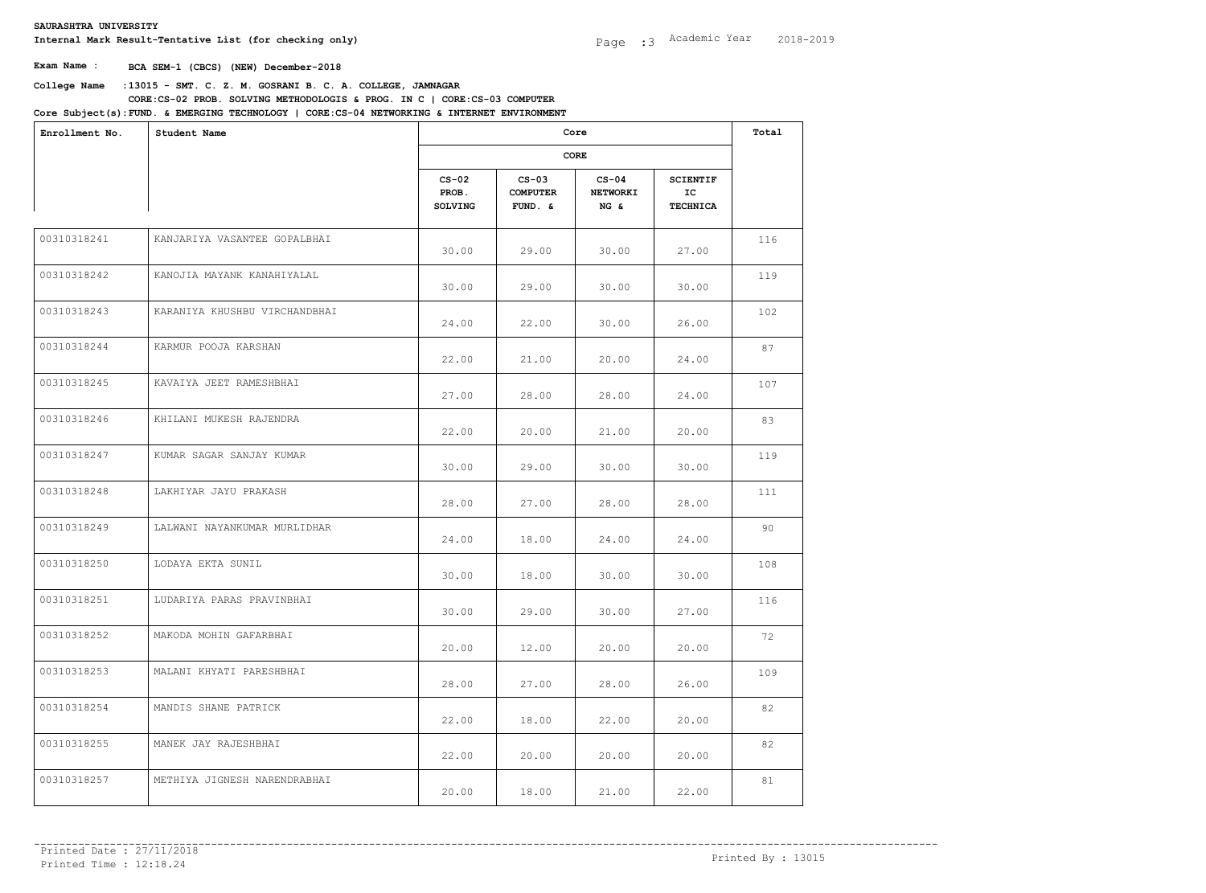**SAURASHTRA UNIVERSITY**

**Internal Mark Result-Tentative List (for checking only)**

Academic Year 2018-2019

**Exam Name : BCA SEM-1 (CBCS) (NEW) December-2018**

**College Name : 13015 - SMT. C. Z. M. GOSRANI B. C. A. COLLEGE, JAMNAGAR**

**Core Subject(s): CORE:CS-02 PROB. SOLVING METHODOLOGIS & PROG. IN C | CORE:CS-03 COMPUTER FUND. & EMERGING TECHNOLOGY | CORE:CS-04 NETWORKING & INTERNET ENVIRONMENT**

| Enrollment No. | Student Name | Core | | | | Total |
|---|---|---|---|---|---|---|
| | | CORE | | | | |
| | | CS-02 PROB. SOLVING | CS-03 COMPUTER FUND. & | CS-04 NETWORKI NG & | SCIENTIF IC TECHNICA | |
| 00310318241 | KANJARIYA VASANTEE GOPALBHAI | 30.00 | 29.00 | 30.00 | 27.00 | 116 |
| 00310318242 | KANOJIA MAYANK KANAHIYALAL | 30.00 | 29.00 | 30.00 | 30.00 | 119 |
| 00310318243 | KARANIYA KHUSHBU VIRCHANDBHAI | 24.00 | 22.00 | 30.00 | 26.00 | 102 |
| 00310318244 | KARMUR POOJA KARSHAN | 22.00 | 21.00 | 20.00 | 24.00 | 87 |
| 00310318245 | KAVAIYA JEET RAMESHBHAI | 27.00 | 28.00 | 28.00 | 24.00 | 107 |
| 00310318246 | KHILANI MUKESH RAJENDRA | 22.00 | 20.00 | 21.00 | 20.00 | 83 |
| 00310318247 | KUMAR SAGAR SANJAY KUMAR | 30.00 | 29.00 | 30.00 | 30.00 | 119 |
| 00310318248 | LAKHIYAR JAYU PRAKASH | 28.00 | 27.00 | 28.00 | 28.00 | 111 |
| 00310318249 | LALWANI NAYANKUMAR MURLIDHAR | 24.00 | 18.00 | 24.00 | 24.00 | 90 |
| 00310318250 | LODAYA EKTA SUNIL | 30.00 | 18.00 | 30.00 | 30.00 | 108 |
| 00310318251 | LUDARIYA PARAS PRAVINBHAI | 30.00 | 29.00 | 30.00 | 27.00 | 116 |
| 00310318252 | MAKODA MOHIN GAFARBHAI | 20.00 | 12.00 | 20.00 | 20.00 | 72 |
| 00310318253 | MALANI KHYATI PARESHBHAI | 28.00 | 27.00 | 28.00 | 26.00 | 109 |
| 00310318254 | MANDIS SHANE PATRICK | 22.00 | 18.00 | 22.00 | 20.00 | 82 |
| 00310318255 | MANEK JAY RAJESHBHAI | 22.00 | 20.00 | 20.00 | 20.00 | 82 |
| 00310318257 | METHIYA JIGNESH NARENDRABHAI | 20.00 | 18.00 | 21.00 | 22.00 | 81 |

Printed Date : 27/11/2018
Printed Time : 12:18.24

Printed By : 13015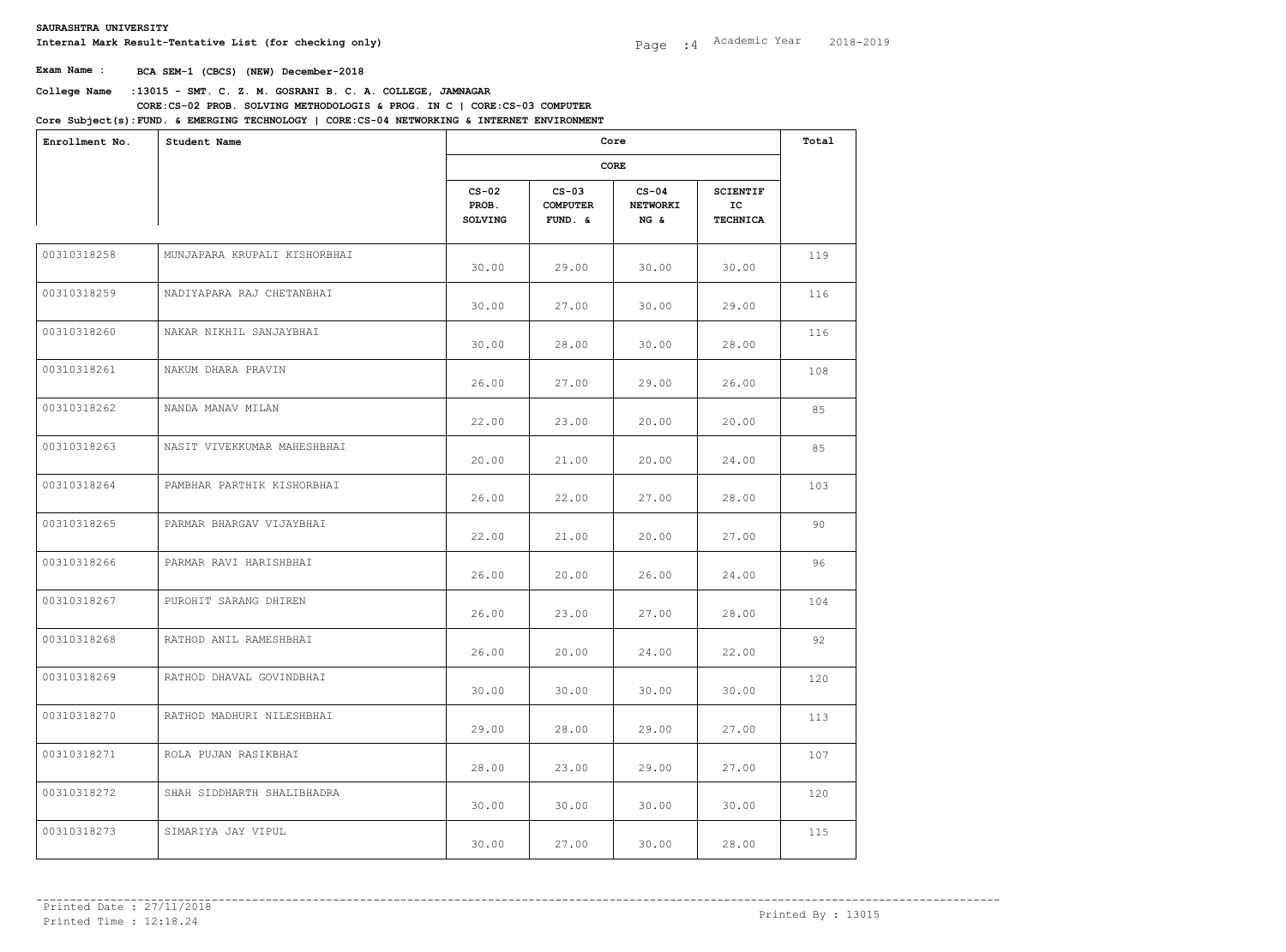**SAURASHTRA UNIVERSITY**

**Internal Mark Result-Tentative List (for checking only)**

Academic Year 2018-2019

**Exam Name : BCA SEM-1 (CBCS) (NEW) December-2018**

**College Name :13015 - SMT. C. Z. M. GOSRANI B. C. A. COLLEGE, JAMNAGAR**

**Core Subject(s): CORE:CS-02 PROB. SOLVING METHODOLOGIS & PROG. IN C | CORE:CS-03 COMPUTER FUND. & EMERGING TECHNOLOGY | CORE:CS-04 NETWORKING & INTERNET ENVIRONMENT**

| Enrollment No. | Student Name | Core | | | | Total |
|---|---|---|---|---|---|---|
| | | CORE | | | | |
| | | CS-02 PROB. SOLVING | CS-03 COMPUTER FUND. & | CS-04 NETWORKING & | SCIENTIFIC TECHNICA | |
| 00310318258 | MUNJAPARA KRUPALI KISHORBHAI | 30.00 | 29.00 | 30.00 | 30.00 | 119 |
| 00310318259 | NADIYAPARA RAJ CHETANBHAI | 30.00 | 27.00 | 30.00 | 29.00 | 116 |
| 00310318260 | NAKAR NIKHIL SANJAYBHAI | 30.00 | 28.00 | 30.00 | 28.00 | 116 |
| 00310318261 | NAKUM DHARA PRAVIN | 26.00 | 27.00 | 29.00 | 26.00 | 108 |
| 00310318262 | NANDA MANAV MILAN | 22.00 | 23.00 | 20.00 | 20.00 | 85 |
| 00310318263 | NASIT VIVEKKUMAR MAHESHBHAI | 20.00 | 21.00 | 20.00 | 24.00 | 85 |
| 00310318264 | PAMBHAR PARTHIK KISHORBHAI | 26.00 | 22.00 | 27.00 | 28.00 | 103 |
| 00310318265 | PARMAR BHARGAV VIJAYBHAI | 22.00 | 21.00 | 20.00 | 27.00 | 90 |
| 00310318266 | PARMAR RAVI HARISHBHAI | 26.00 | 20.00 | 26.00 | 24.00 | 96 |
| 00310318267 | PUROHIT SARANG DHIREN | 26.00 | 23.00 | 27.00 | 28.00 | 104 |
| 00310318268 | RATHOD ANIL RAMESHBHAI | 26.00 | 20.00 | 24.00 | 22.00 | 92 |
| 00310318269 | RATHOD DHAVAL GOVINDBHAI | 30.00 | 30.00 | 30.00 | 30.00 | 120 |
| 00310318270 | RATHOD MADHURI NILESHBHAI | 29.00 | 28.00 | 29.00 | 27.00 | 113 |
| 00310318271 | ROLA PUJAN RASIKBHAI | 28.00 | 23.00 | 29.00 | 27.00 | 107 |
| 00310318272 | SHAH SIDDHARTH SHALIBHADRA | 30.00 | 30.00 | 30.00 | 30.00 | 120 |
| 00310318273 | SIMARIYA JAY VIPUL | 30.00 | 27.00 | 30.00 | 28.00 | 115 |

Printed Date : 27/11/2018
Printed Time : 12:18.24

Printed By : 13015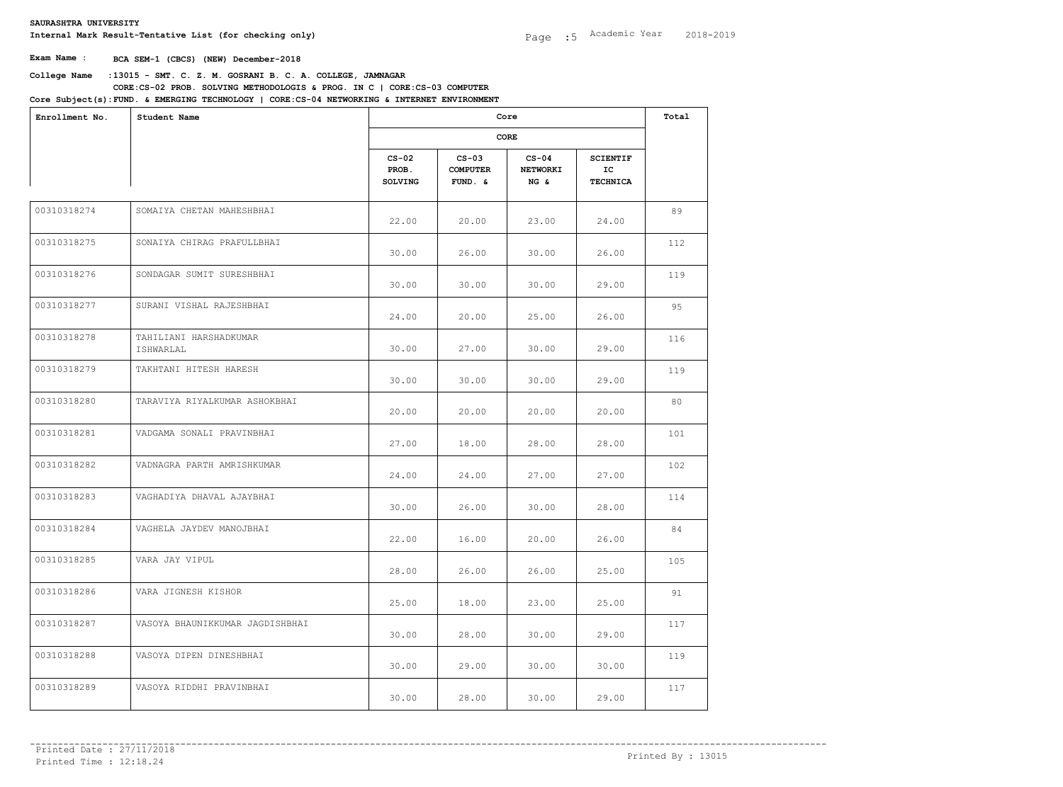**SAURASHTRA UNIVERSITY**

**Internal Mark Result-Tentative List (for checking only)**

Academic Year 2018-2019

**Exam Name : BCA SEM-1 (CBCS) (NEW) December-2018**

**College Name :13015 - SMT. C. Z. M. GOSRANI B. C. A. COLLEGE, JAMNAGAR**

**Core Subject(s):CORE:CS-02 PROB. SOLVING METHODOLOGIS & PROG. IN C | CORE:CS-03 COMPUTER FUND. & EMERGING TECHNOLOGY | CORE:CS-04 NETWORKING & INTERNET ENVIRONMENT**

| Enrollment No. | Student Name | Core | | | | Total |
|---|---|---|---|---|---|---|
| | | CORE | | | | |
| | | CS-02 PROB. SOLVING | CS-03 COMPUTER FUND. & | CS-04 NETWORKING & | SCIENTIFIC TECHNICA | |
| 00310318274 | SOMAIYA CHETAN MAHESHBHAI | 22.00 | 20.00 | 23.00 | 24.00 | 89 |
| 00310318275 | SONAIYA CHIRAG PRAFULLBHAI | 30.00 | 26.00 | 30.00 | 26.00 | 112 |
| 00310318276 | SONDAGAR SUMIT SURESHBHAI | 30.00 | 30.00 | 30.00 | 29.00 | 119 |
| 00310318277 | SURANI VISHAL RAJESHBHAI | 24.00 | 20.00 | 25.00 | 26.00 | 95 |
| 00310318278 | TAHILIANI HARSHADKUMAR ISHWARLAL | 30.00 | 27.00 | 30.00 | 29.00 | 116 |
| 00310318279 | TAKHTANI HITESH HARESH | 30.00 | 30.00 | 30.00 | 29.00 | 119 |
| 00310318280 | TARAVIYA RIYALKUMAR ASHOKBHAI | 20.00 | 20.00 | 20.00 | 20.00 | 80 |
| 00310318281 | VADGAMA SONALI PRAVINBHAI | 27.00 | 18.00 | 28.00 | 28.00 | 101 |
| 00310318282 | VADNAGRA PARTH AMRISHKUMAR | 24.00 | 24.00 | 27.00 | 27.00 | 102 |
| 00310318283 | VAGHADIYA DHAVAL AJAYBHAI | 30.00 | 26.00 | 30.00 | 28.00 | 114 |
| 00310318284 | VAGHELA JAYDEV MANOJBHAI | 22.00 | 16.00 | 20.00 | 26.00 | 84 |
| 00310318285 | VARA JAY VIPUL | 28.00 | 26.00 | 26.00 | 25.00 | 105 |
| 00310318286 | VARA JIGNESH KISHOR | 25.00 | 18.00 | 23.00 | 25.00 | 91 |
| 00310318287 | VASOYA BHAUNIKKUMAR JAGDISHBHAI | 30.00 | 28.00 | 30.00 | 29.00 | 117 |
| 00310318288 | VASOYA DIPEN DINESHBHAI | 30.00 | 29.00 | 30.00 | 30.00 | 119 |
| 00310318289 | VASOYA RIDDHI PRAVINBHAI | 30.00 | 28.00 | 30.00 | 29.00 | 117 |

Printed Date : 27/11/2018

Printed Time : 12:18.24

Printed By : 13015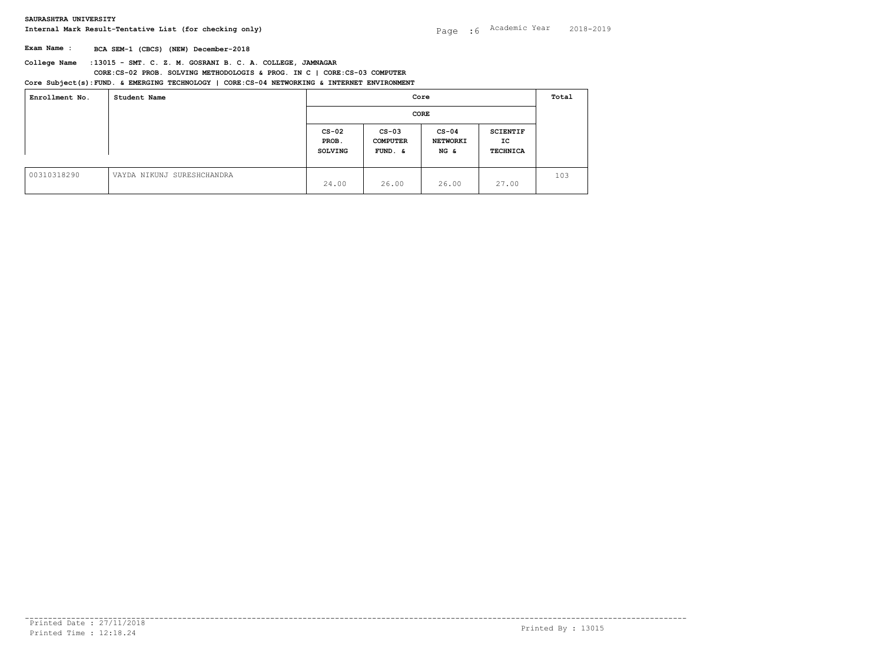**SAURASHTRA UNIVERSITY**

**Internal Mark Result-Tentative List (for checking only)**

Academic Year 2018-2019

**Exam Name :** **BCA SEM-1 (CBCS) (NEW) December-2018**

**College Name :13015 - SMT. C. Z. M. GOSRANI B. C. A. COLLEGE, JAMNAGAR**

**Core Subject(s): CORE:CS-02 PROB. SOLVING METHODOLOGIS & PROG. IN C | CORE:CS-03 COMPUTER FUND. & EMERGING TECHNOLOGY | CORE:CS-04 NETWORKING & INTERNET ENVIRONMENT**

| Enrollment No. | Student Name | Core | | | | Total |
|---|---|---|---|---|---|---|
| | | CORE | | | | |
| | | CS-02 PROB. SOLVING | CS-03 COMPUTER FUND. & | CS-04 NETWORKI NG & | SCIENTIF IC TECHNICA | |
| 00310318290 | VAYDA NIKUNJ SURESHCHANDRA | 24.00 | 26.00 | 26.00 | 27.00 | 103 |

Printed Date : 27/11/2018

Printed Time : 12:18.24

Printed By : 13015